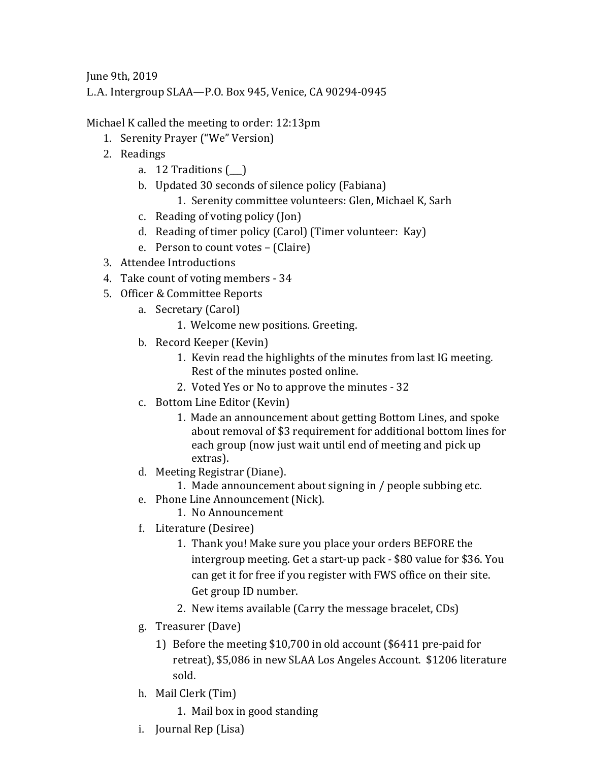June 9th, 2019

L.A. Intergroup SLAA—P.O. Box 945, Venice, CA 90294-0945

Michael K called the meeting to order: 12:13pm

1. Serenity Prayer ("We" Version)
2. Readings
   a. 12 Traditions (___)
   b. Updated 30 seconds of silence policy (Fabiana)
      1. Serenity committee volunteers: Glen, Michael K, Sarh
   c. Reading of voting policy (Jon)
   d. Reading of timer policy (Carol) (Timer volunteer: Kay)
   e. Person to count votes – (Claire)
3. Attendee Introductions
4. Take count of voting members - 34
5. Officer & Committee Reports
   a. Secretary (Carol)
      1. Welcome new positions. Greeting.
   b. Record Keeper (Kevin)
      1. Kevin read the highlights of the minutes from last IG meeting. Rest of the minutes posted online.
      2. Voted Yes or No to approve the minutes - 32
   c. Bottom Line Editor (Kevin)
      1. Made an announcement about getting Bottom Lines, and spoke about removal of $3 requirement for additional bottom lines for each group (now just wait until end of meeting and pick up extras).
   d. Meeting Registrar (Diane).
      1. Made announcement about signing in / people subbing etc.
   e. Phone Line Announcement (Nick).
      1. No Announcement
   f. Literature (Desiree)
      1. Thank you! Make sure you place your orders BEFORE the intergroup meeting. Get a start-up pack - $80 value for $36. You can get it for free if you register with FWS office on their site. Get group ID number.
      2. New items available (Carry the message bracelet, CDs)
   g. Treasurer (Dave)
      1) Before the meeting $10,700 in old account ($6411 pre-paid for retreat), $5,086 in new SLAA Los Angeles Account. $1206 literature sold.
   h. Mail Clerk (Tim)
      1. Mail box in good standing
   i. Journal Rep (Lisa)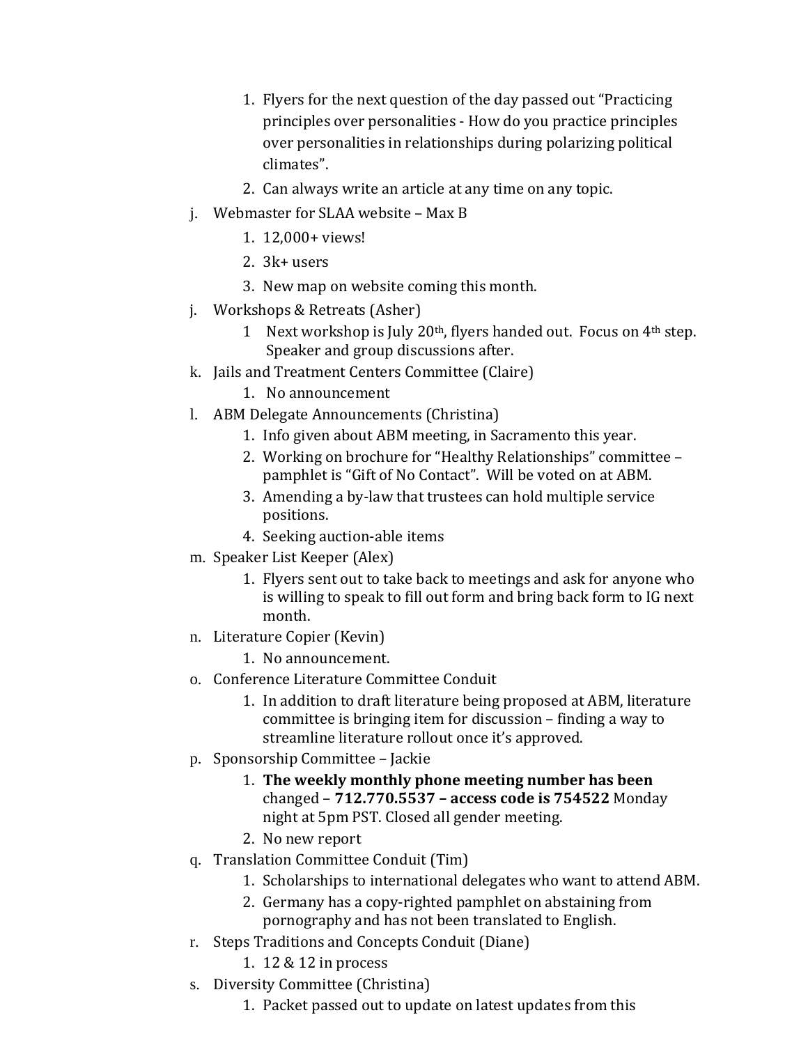1. Flyers for the next question of the day passed out "Practicing principles over personalities - How do you practice principles over personalities in relationships during polarizing political climates".
2. Can always write an article at any time on any topic.

j. Webmaster for SLAA website – Max B

1. 12,000+ views!
2. 3k+ users
3. New map on website coming this month.

j. Workshops & Retreats (Asher)

1 Next workshop is July 20th, flyers handed out. Focus on 4th step. Speaker and group discussions after.

k. Jails and Treatment Centers Committee (Claire)

1. No announcement

l. ABM Delegate Announcements (Christina)

1. Info given about ABM meeting, in Sacramento this year.
2. Working on brochure for "Healthy Relationships" committee – pamphlet is "Gift of No Contact". Will be voted on at ABM.
3. Amending a by-law that trustees can hold multiple service positions.
4. Seeking auction-able items

m. Speaker List Keeper (Alex)

1. Flyers sent out to take back to meetings and ask for anyone who is willing to speak to fill out form and bring back form to IG next month.

n. Literature Copier (Kevin)

1. No announcement.

o. Conference Literature Committee Conduit

1. In addition to draft literature being proposed at ABM, literature committee is bringing item for discussion – finding a way to streamline literature rollout once it's approved.

p. Sponsorship Committee – Jackie

1. **The weekly monthly phone meeting number has been** changed – **712.770.5537 – access code is 754522** Monday night at 5pm PST. Closed all gender meeting.
2. No new report

q. Translation Committee Conduit (Tim)

1. Scholarships to international delegates who want to attend ABM.
2. Germany has a copy-righted pamphlet on abstaining from pornography and has not been translated to English.

r. Steps Traditions and Concepts Conduit (Diane)

1. 12 & 12 in process

s. Diversity Committee (Christina)

1. Packet passed out to update on latest updates from this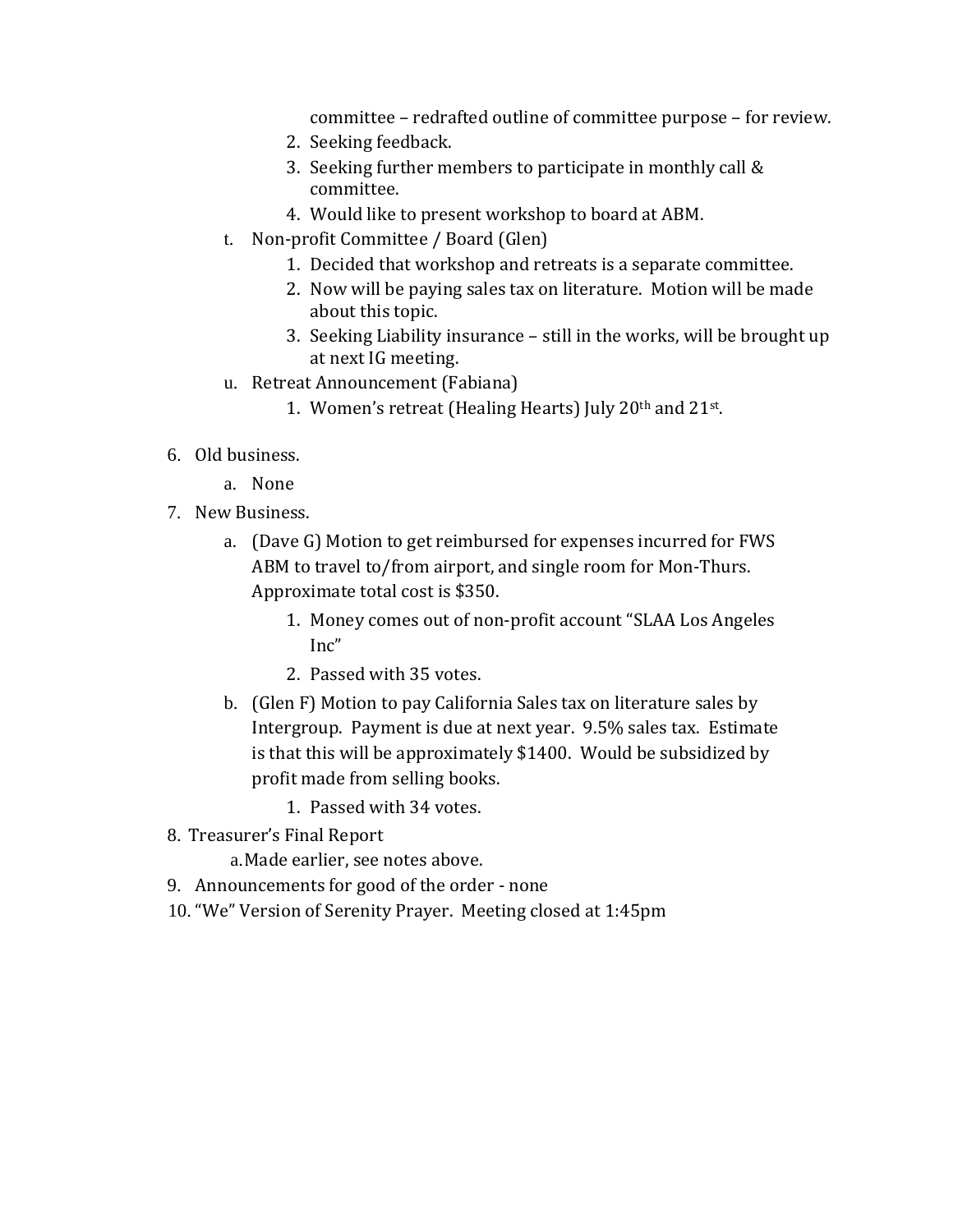committee – redrafted outline of committee purpose – for review.

2. Seeking feedback.
3. Seeking further members to participate in monthly call & committee.
4. Would like to present workshop to board at ABM.

t. Non-profit Committee / Board (Glen)

1. Decided that workshop and retreats is a separate committee.
2. Now will be paying sales tax on literature. Motion will be made about this topic.
3. Seeking Liability insurance – still in the works, will be brought up at next IG meeting.

u. Retreat Announcement (Fabiana)

1. Women's retreat (Healing Hearts) July 20th and 21st.

6. Old business.
   a. None
7. New Business.
   a. (Dave G) Motion to get reimbursed for expenses incurred for FWS ABM to travel to/from airport, and single room for Mon-Thurs. Approximate total cost is $350.
      1. Money comes out of non-profit account "SLAA Los Angeles Inc"
      2. Passed with 35 votes.
   b. (Glen F) Motion to pay California Sales tax on literature sales by Intergroup. Payment is due at next year. 9.5% sales tax. Estimate is that this will be approximately $1400. Would be subsidized by profit made from selling books.
      1. Passed with 34 votes.
8. Treasurer's Final Report
   a. Made earlier, see notes above.
9. Announcements for good of the order - none
10. "We" Version of Serenity Prayer. Meeting closed at 1:45pm